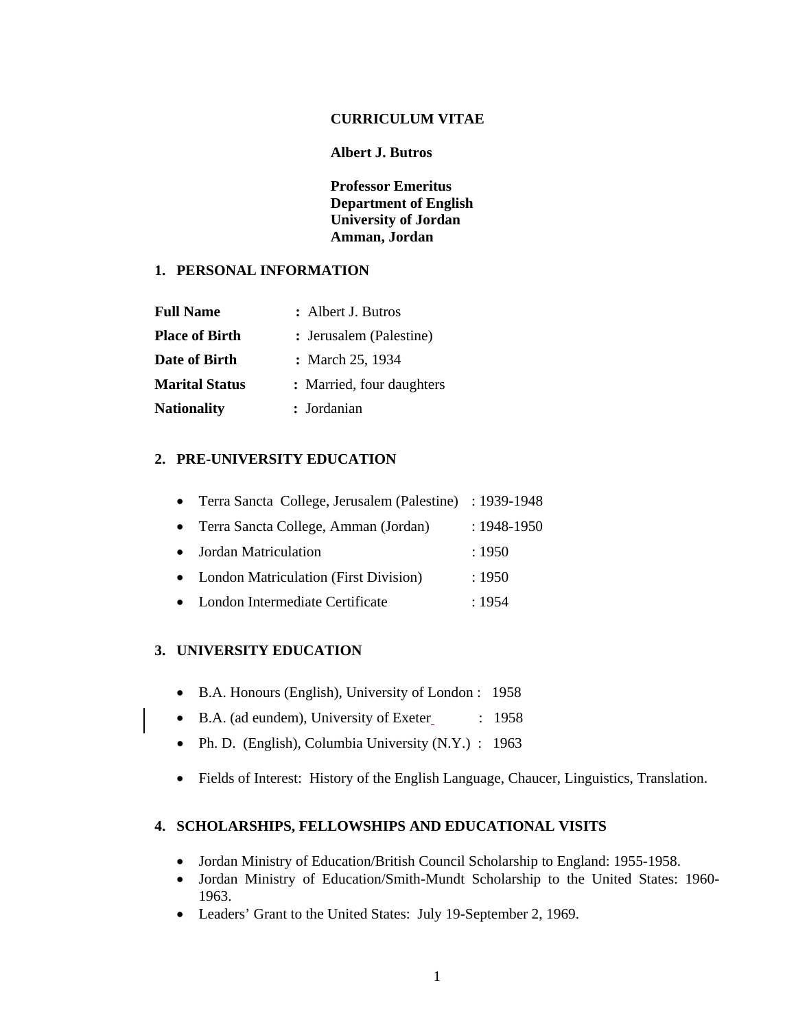# CURRICULUM VITAE

**Albert J. Butros**

**Professor Emeritus**
**Department of English**
**University of Jordan**
**Amman, Jordan**

## 1. PERSONAL INFORMATION

| | |
|---|---|
| **Full Name** | **:** Albert J. Butros |
| **Place of Birth** | **:** Jerusalem (Palestine) |
| **Date of Birth** | **:** March 25, 1934 |
| **Marital Status** | **:** Married, four daughters |
| **Nationality** | **:** Jordanian |

## 2. PRE-UNIVERSITY EDUCATION

- Terra Sancta College, Jerusalem (Palestine) : 1939-1948
- Terra Sancta College, Amman (Jordan) : 1948-1950
- Jordan Matriculation : 1950
- London Matriculation (First Division) : 1950
- London Intermediate Certificate : 1954

## 3. UNIVERSITY EDUCATION

- B.A. Honours (English), University of London : 1958
- B.A. (ad eundem), University of Exeter : 1958
- Ph. D. (English), Columbia University (N.Y.) : 1963
- Fields of Interest: History of the English Language, Chaucer, Linguistics, Translation.

## 4. SCHOLARSHIPS, FELLOWSHIPS AND EDUCATIONAL VISITS

- Jordan Ministry of Education/British Council Scholarship to England: 1955-1958.
- Jordan Ministry of Education/Smith-Mundt Scholarship to the United States: 1960-1963.
- Leaders' Grant to the United States: July 19-September 2, 1969.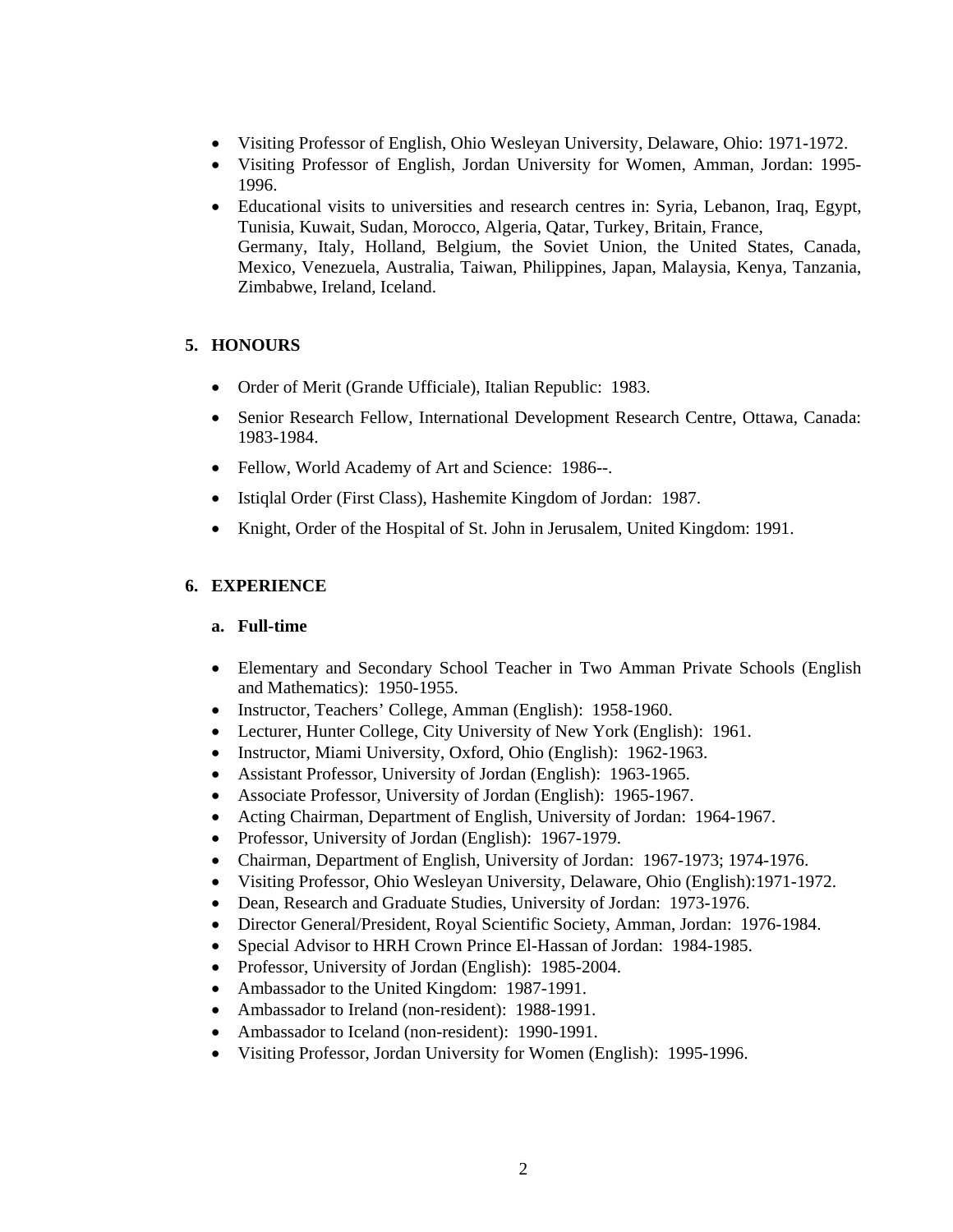- Visiting Professor of English, Ohio Wesleyan University, Delaware, Ohio: 1971-1972.
- Visiting Professor of English, Jordan University for Women, Amman, Jordan: 1995-1996.
- Educational visits to universities and research centres in: Syria, Lebanon, Iraq, Egypt, Tunisia, Kuwait, Sudan, Morocco, Algeria, Qatar, Turkey, Britain, France, Germany, Italy, Holland, Belgium, the Soviet Union, the United States, Canada, Mexico, Venezuela, Australia, Taiwan, Philippines, Japan, Malaysia, Kenya, Tanzania, Zimbabwe, Ireland, Iceland.

## 5. HONOURS

- Order of Merit (Grande Ufficiale), Italian Republic: 1983.
- Senior Research Fellow, International Development Research Centre, Ottawa, Canada: 1983-1984.
- Fellow, World Academy of Art and Science: 1986--.
- Istiqlal Order (First Class), Hashemite Kingdom of Jordan: 1987.
- Knight, Order of the Hospital of St. John in Jerusalem, United Kingdom: 1991.

## 6. EXPERIENCE

### a. Full-time

- Elementary and Secondary School Teacher in Two Amman Private Schools (English and Mathematics): 1950-1955.
- Instructor, Teachers' College, Amman (English): 1958-1960.
- Lecturer, Hunter College, City University of New York (English): 1961.
- Instructor, Miami University, Oxford, Ohio (English): 1962-1963.
- Assistant Professor, University of Jordan (English): 1963-1965.
- Associate Professor, University of Jordan (English): 1965-1967.
- Acting Chairman, Department of English, University of Jordan: 1964-1967.
- Professor, University of Jordan (English): 1967-1979.
- Chairman, Department of English, University of Jordan: 1967-1973; 1974-1976.
- Visiting Professor, Ohio Wesleyan University, Delaware, Ohio (English):1971-1972.
- Dean, Research and Graduate Studies, University of Jordan: 1973-1976.
- Director General/President, Royal Scientific Society, Amman, Jordan: 1976-1984.
- Special Advisor to HRH Crown Prince El-Hassan of Jordan: 1984-1985.
- Professor, University of Jordan (English): 1985-2004.
- Ambassador to the United Kingdom: 1987-1991.
- Ambassador to Ireland (non-resident): 1988-1991.
- Ambassador to Iceland (non-resident): 1990-1991.
- Visiting Professor, Jordan University for Women (English): 1995-1996.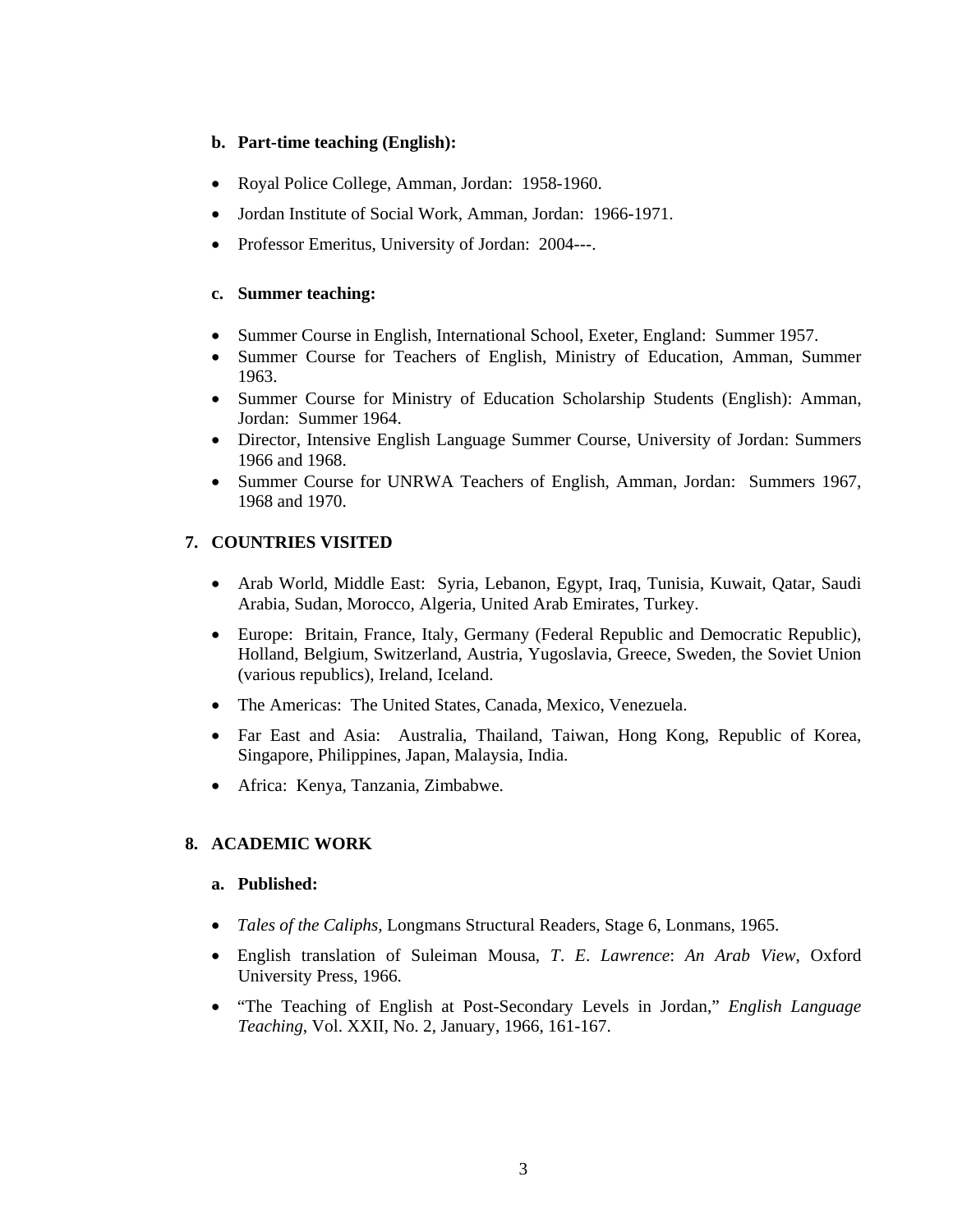### b. Part-time teaching (English):

- Royal Police College, Amman, Jordan: 1958-1960.
- Jordan Institute of Social Work, Amman, Jordan: 1966-1971.
- Professor Emeritus, University of Jordan: 2004---.

### c. Summer teaching:

- Summer Course in English, International School, Exeter, England: Summer 1957.
- Summer Course for Teachers of English, Ministry of Education, Amman, Summer 1963.
- Summer Course for Ministry of Education Scholarship Students (English): Amman, Jordan: Summer 1964.
- Director, Intensive English Language Summer Course, University of Jordan: Summers 1966 and 1968.
- Summer Course for UNRWA Teachers of English, Amman, Jordan: Summers 1967, 1968 and 1970.

## 7. COUNTRIES VISITED

- Arab World, Middle East: Syria, Lebanon, Egypt, Iraq, Tunisia, Kuwait, Qatar, Saudi Arabia, Sudan, Morocco, Algeria, United Arab Emirates, Turkey.
- Europe: Britain, France, Italy, Germany (Federal Republic and Democratic Republic), Holland, Belgium, Switzerland, Austria, Yugoslavia, Greece, Sweden, the Soviet Union (various republics), Ireland, Iceland.
- The Americas: The United States, Canada, Mexico, Venezuela.
- Far East and Asia: Australia, Thailand, Taiwan, Hong Kong, Republic of Korea, Singapore, Philippines, Japan, Malaysia, India.
- Africa: Kenya, Tanzania, Zimbabwe.

## 8. ACADEMIC WORK

### a. Published:

- *Tales of the Caliphs*, Longmans Structural Readers, Stage 6, Lonmans, 1965.
- English translation of Suleiman Mousa, *T. E. Lawrence*: *An Arab View*, Oxford University Press, 1966.
- "The Teaching of English at Post-Secondary Levels in Jordan," *English Language Teaching*, Vol. XXII, No. 2, January, 1966, 161-167.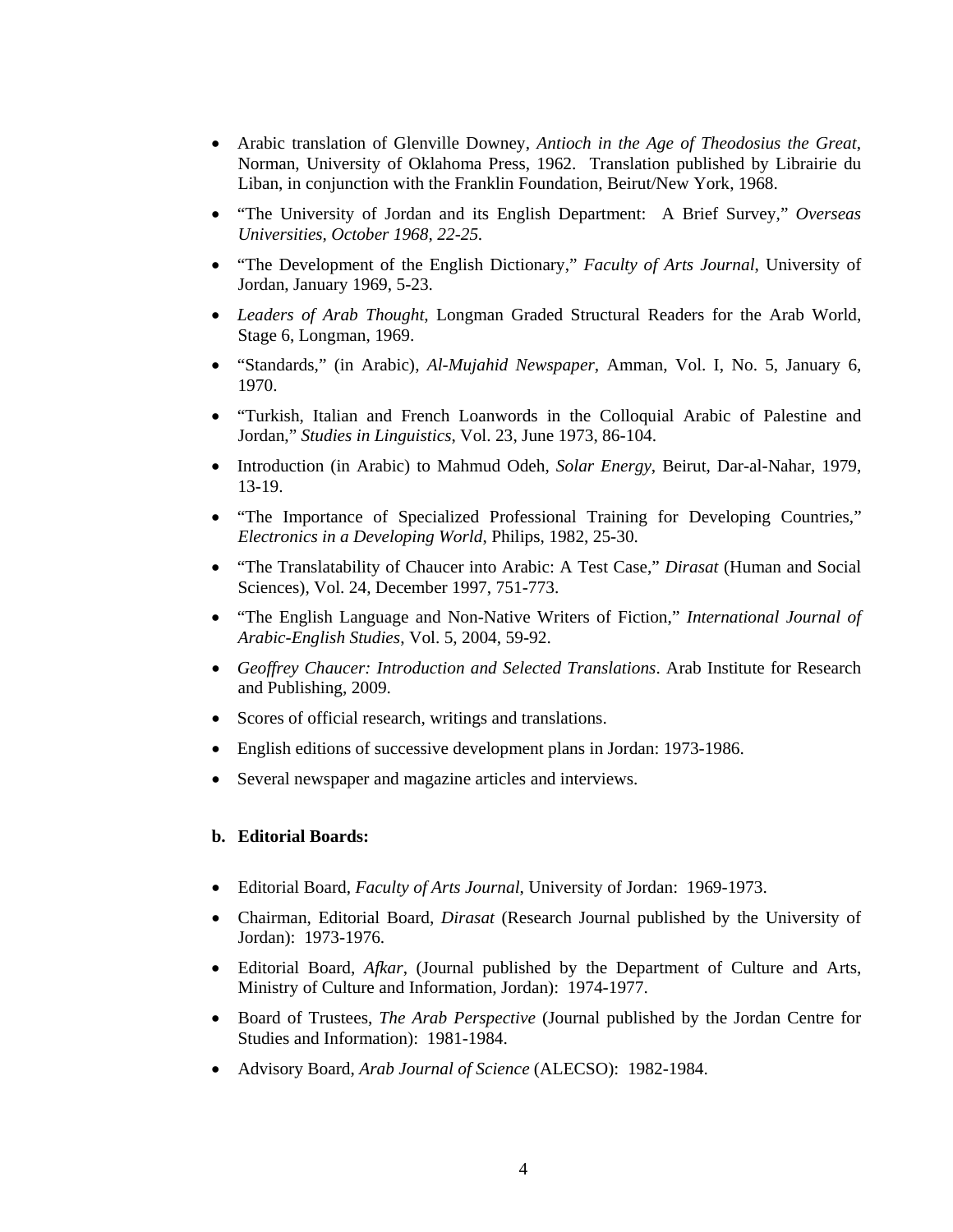- Arabic translation of Glenville Downey, *Antioch in the Age of Theodosius the Great*, Norman, University of Oklahoma Press, 1962. Translation published by Librairie du Liban, in conjunction with the Franklin Foundation, Beirut/New York, 1968.
- "The University of Jordan and its English Department: A Brief Survey," *Overseas Universities*, *October 1968, 22-25.*
- "The Development of the English Dictionary," *Faculty of Arts Journal*, University of Jordan, January 1969, 5-23.
- *Leaders of Arab Thought*, Longman Graded Structural Readers for the Arab World, Stage 6, Longman, 1969.
- "Standards," (in Arabic), *Al-Mujahid Newspaper*, Amman, Vol. I, No. 5, January 6, 1970.
- "Turkish, Italian and French Loanwords in the Colloquial Arabic of Palestine and Jordan," *Studies in Linguistics*, Vol. 23, June 1973, 86-104.
- Introduction (in Arabic) to Mahmud Odeh, *Solar Energy*, Beirut, Dar-al-Nahar, 1979, 13-19.
- "The Importance of Specialized Professional Training for Developing Countries," *Electronics in a Developing World*, Philips, 1982, 25-30.
- "The Translatability of Chaucer into Arabic: A Test Case," *Dirasat* (Human and Social Sciences), Vol. 24, December 1997, 751-773.
- "The English Language and Non-Native Writers of Fiction," *International Journal of Arabic-English Studies*, Vol. 5, 2004, 59-92.
- *Geoffrey Chaucer: Introduction and Selected Translations*. Arab Institute for Research and Publishing, 2009.
- Scores of official research, writings and translations.
- English editions of successive development plans in Jordan: 1973-1986.
- Several newspaper and magazine articles and interviews.

**b. Editorial Boards:**

- Editorial Board, *Faculty of Arts Journal*, University of Jordan: 1969-1973.
- Chairman, Editorial Board, *Dirasat* (Research Journal published by the University of Jordan): 1973-1976.
- Editorial Board, *Afkar*, (Journal published by the Department of Culture and Arts, Ministry of Culture and Information, Jordan): 1974-1977.
- Board of Trustees, *The Arab Perspective* (Journal published by the Jordan Centre for Studies and Information): 1981-1984.
- Advisory Board, *Arab Journal of Science* (ALECSO): 1982-1984.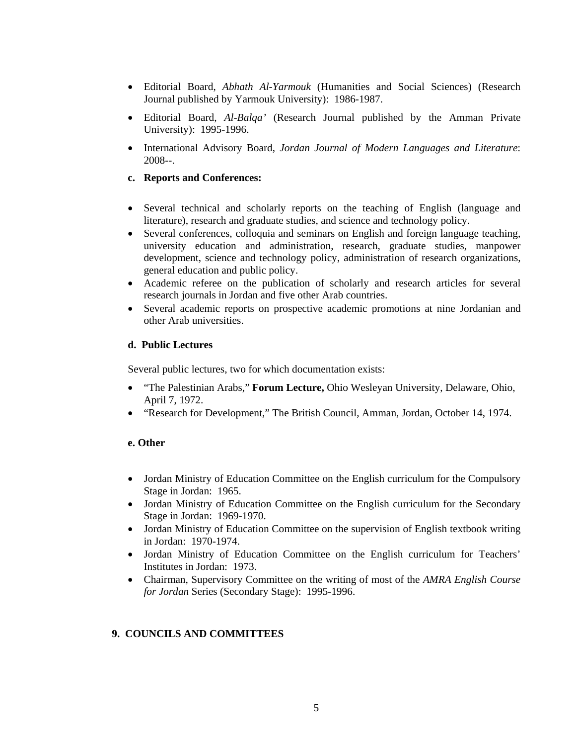- Editorial Board, *Abhath Al-Yarmouk* (Humanities and Social Sciences) (Research Journal published by Yarmouk University): 1986-1987.
- Editorial Board, *Al-Balqa'* (Research Journal published by the Amman Private University): 1995-1996.
- International Advisory Board, *Jordan Journal of Modern Languages and Literature*: 2008--.

**c. Reports and Conferences:**

- Several technical and scholarly reports on the teaching of English (language and literature), research and graduate studies, and science and technology policy.
- Several conferences, colloquia and seminars on English and foreign language teaching, university education and administration, research, graduate studies, manpower development, science and technology policy, administration of research organizations, general education and public policy.
- Academic referee on the publication of scholarly and research articles for several research journals in Jordan and five other Arab countries.
- Several academic reports on prospective academic promotions at nine Jordanian and other Arab universities.

**d. Public Lectures**

Several public lectures, two for which documentation exists:

- "The Palestinian Arabs," **Forum Lecture,** Ohio Wesleyan University, Delaware, Ohio, April 7, 1972.
- "Research for Development," The British Council, Amman, Jordan, October 14, 1974.

**e. Other**

- Jordan Ministry of Education Committee on the English curriculum for the Compulsory Stage in Jordan: 1965.
- Jordan Ministry of Education Committee on the English curriculum for the Secondary Stage in Jordan: 1969-1970.
- Jordan Ministry of Education Committee on the supervision of English textbook writing in Jordan: 1970-1974.
- Jordan Ministry of Education Committee on the English curriculum for Teachers' Institutes in Jordan: 1973.
- Chairman, Supervisory Committee on the writing of most of the *AMRA English Course for Jordan* Series (Secondary Stage): 1995-1996.

## 9. COUNCILS AND COMMITTEES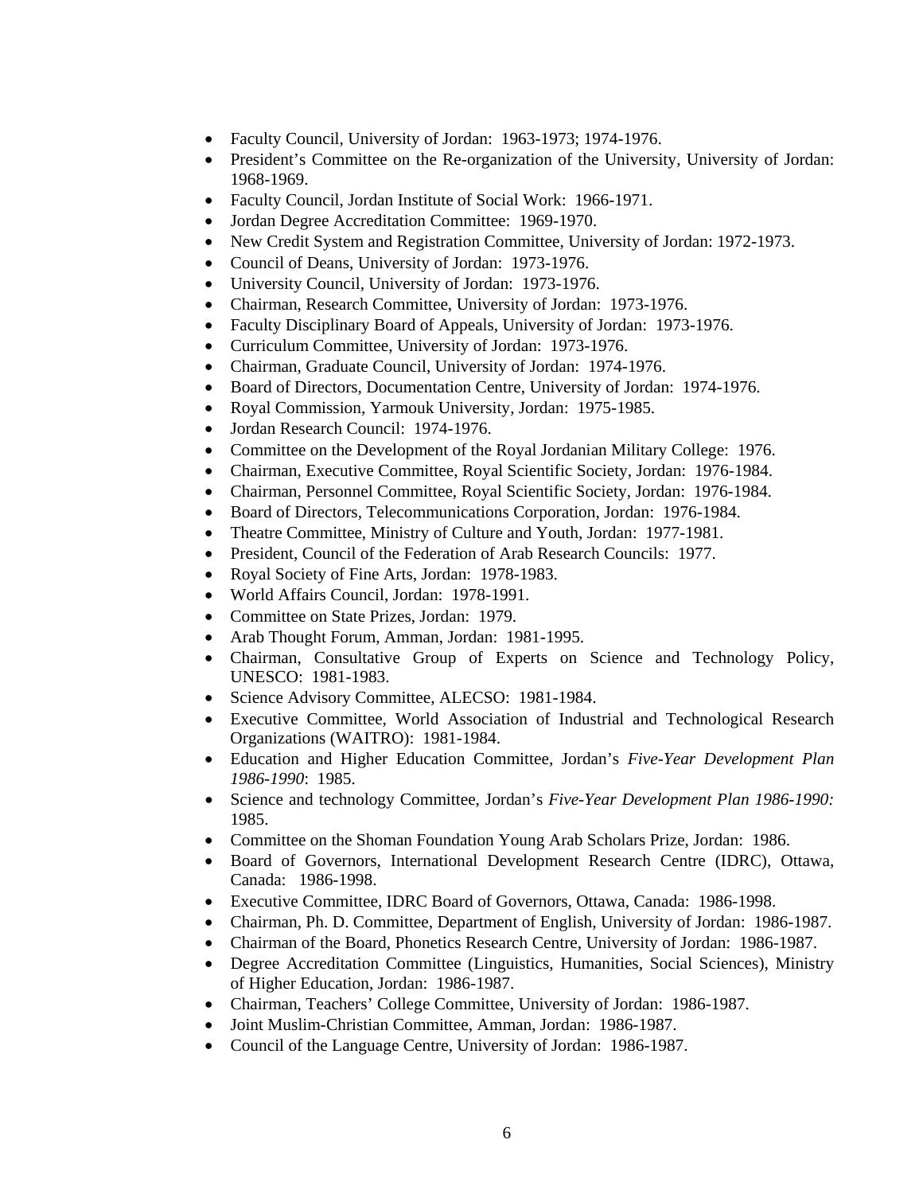- Faculty Council, University of Jordan: 1963-1973; 1974-1976.
- President's Committee on the Re-organization of the University, University of Jordan: 1968-1969.
- Faculty Council, Jordan Institute of Social Work: 1966-1971.
- Jordan Degree Accreditation Committee: 1969-1970.
- New Credit System and Registration Committee, University of Jordan: 1972-1973.
- Council of Deans, University of Jordan: 1973-1976.
- University Council, University of Jordan: 1973-1976.
- Chairman, Research Committee, University of Jordan: 1973-1976.
- Faculty Disciplinary Board of Appeals, University of Jordan: 1973-1976.
- Curriculum Committee, University of Jordan: 1973-1976.
- Chairman, Graduate Council, University of Jordan: 1974-1976.
- Board of Directors, Documentation Centre, University of Jordan: 1974-1976.
- Royal Commission, Yarmouk University, Jordan: 1975-1985.
- Jordan Research Council: 1974-1976.
- Committee on the Development of the Royal Jordanian Military College: 1976.
- Chairman, Executive Committee, Royal Scientific Society, Jordan: 1976-1984.
- Chairman, Personnel Committee, Royal Scientific Society, Jordan: 1976-1984.
- Board of Directors, Telecommunications Corporation, Jordan: 1976-1984.
- Theatre Committee, Ministry of Culture and Youth, Jordan: 1977-1981.
- President, Council of the Federation of Arab Research Councils: 1977.
- Royal Society of Fine Arts, Jordan: 1978-1983.
- World Affairs Council, Jordan: 1978-1991.
- Committee on State Prizes, Jordan: 1979.
- Arab Thought Forum, Amman, Jordan: 1981-1995.
- Chairman, Consultative Group of Experts on Science and Technology Policy, UNESCO: 1981-1983.
- Science Advisory Committee, ALECSO: 1981-1984.
- Executive Committee, World Association of Industrial and Technological Research Organizations (WAITRO): 1981-1984.
- Education and Higher Education Committee, Jordan's *Five-Year Development Plan 1986-1990*: 1985.
- Science and technology Committee, Jordan's *Five-Year Development Plan 1986-1990:* 1985.
- Committee on the Shoman Foundation Young Arab Scholars Prize, Jordan: 1986.
- Board of Governors, International Development Research Centre (IDRC), Ottawa, Canada: 1986-1998.
- Executive Committee, IDRC Board of Governors, Ottawa, Canada: 1986-1998.
- Chairman, Ph. D. Committee, Department of English, University of Jordan: 1986-1987.
- Chairman of the Board, Phonetics Research Centre, University of Jordan: 1986-1987.
- Degree Accreditation Committee (Linguistics, Humanities, Social Sciences), Ministry of Higher Education, Jordan: 1986-1987.
- Chairman, Teachers' College Committee, University of Jordan: 1986-1987.
- Joint Muslim-Christian Committee, Amman, Jordan: 1986-1987.
- Council of the Language Centre, University of Jordan: 1986-1987.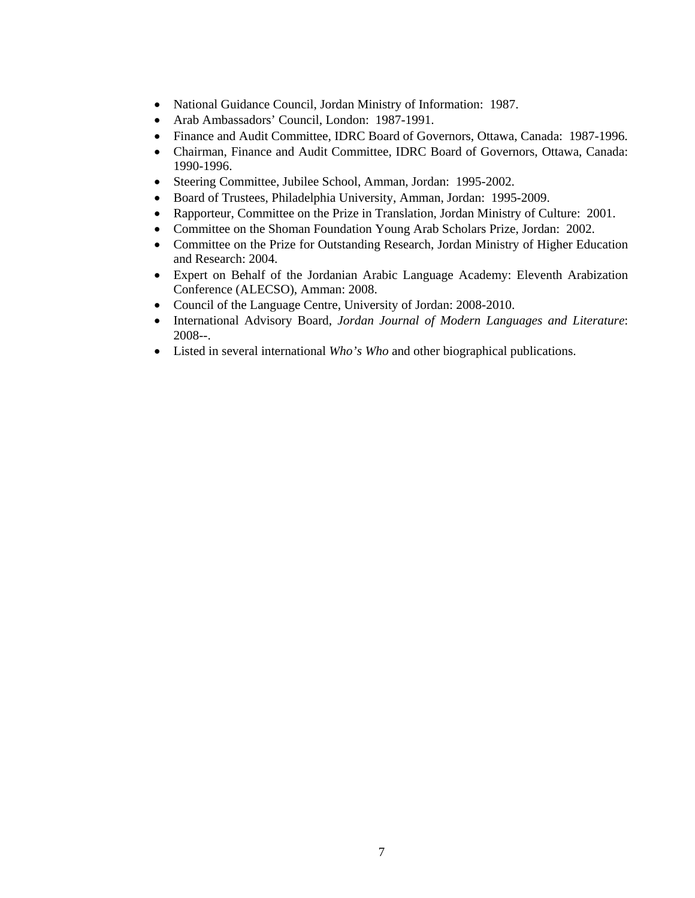- National Guidance Council, Jordan Ministry of Information:  1987.
- Arab Ambassadors' Council, London:  1987-1991.
- Finance and Audit Committee, IDRC Board of Governors, Ottawa, Canada:  1987-1996.
- Chairman, Finance and Audit Committee, IDRC Board of Governors, Ottawa, Canada: 1990-1996.
- Steering Committee, Jubilee School, Amman, Jordan:  1995-2002.
- Board of Trustees, Philadelphia University, Amman, Jordan:  1995-2009.
- Rapporteur, Committee on the Prize in Translation, Jordan Ministry of Culture:  2001.
- Committee on the Shoman Foundation Young Arab Scholars Prize, Jordan:  2002.
- Committee on the Prize for Outstanding Research, Jordan Ministry of Higher Education and Research: 2004.
- Expert on Behalf of the Jordanian Arabic Language Academy: Eleventh Arabization Conference (ALECSO), Amman: 2008.
- Council of the Language Centre, University of Jordan: 2008-2010.
- International Advisory Board, *Jordan Journal of Modern Languages and Literature*: 2008--.
- Listed in several international *Who's Who* and other biographical publications.